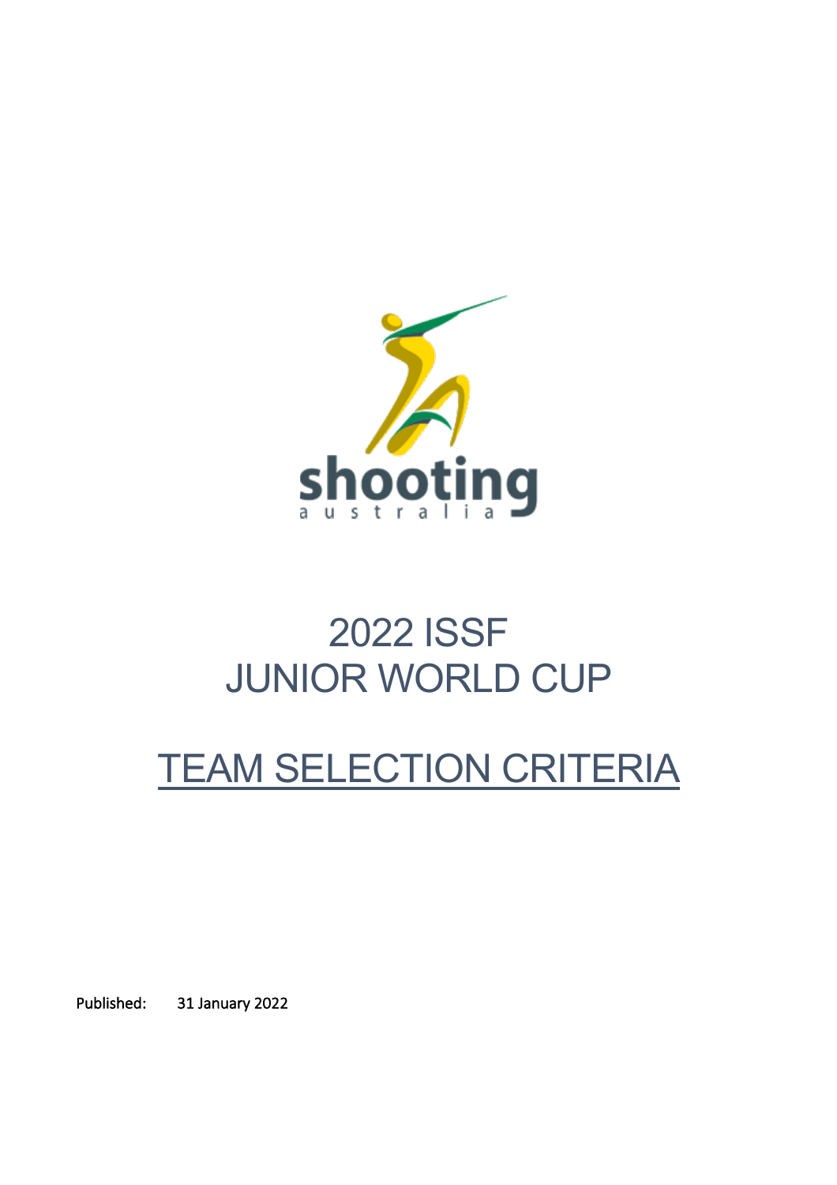shooting australia

# 2022 ISSF JUNIOR WORLD CUP

# TEAM SELECTION CRITERIA

Published: 31 January 2022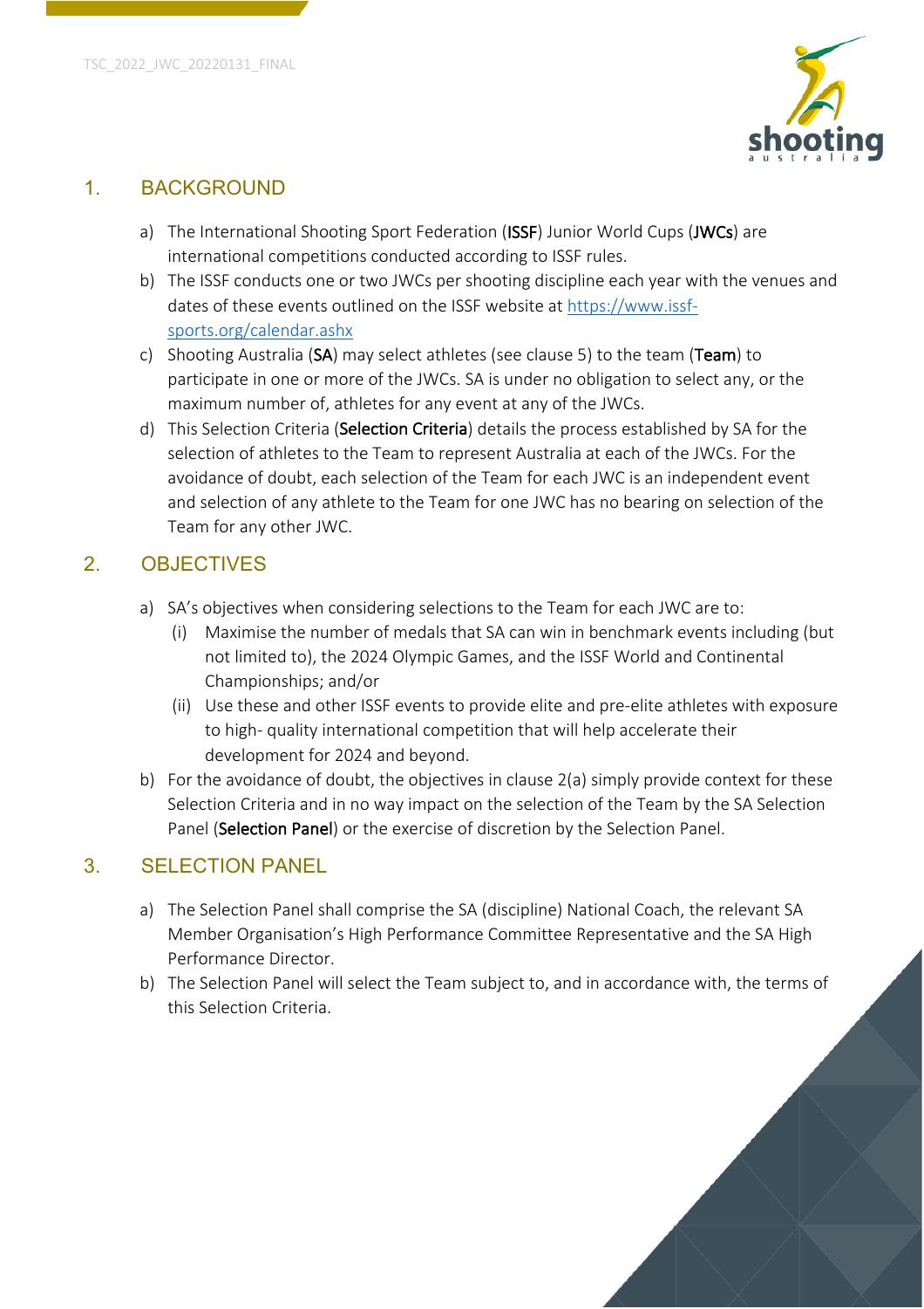## 1. BACKGROUND

a) The International Shooting Sport Federation (**ISSF**) Junior World Cups (**JWCs**) are international competitions conducted according to ISSF rules.

b) The ISSF conducts one or two JWCs per shooting discipline each year with the venues and dates of these events outlined on the ISSF website at https://www.issf-sports.org/calendar.ashx

c) Shooting Australia (**SA**) may select athletes (see clause 5) to the team (**Team**) to participate in one or more of the JWCs. SA is under no obligation to select any, or the maximum number of, athletes for any event at any of the JWCs.

d) This Selection Criteria (**Selection Criteria**) details the process established by SA for the selection of athletes to the Team to represent Australia at each of the JWCs. For the avoidance of doubt, each selection of the Team for each JWC is an independent event and selection of any athlete to the Team for one JWC has no bearing on selection of the Team for any other JWC.

## 2. OBJECTIVES

a) SA's objectives when considering selections to the Team for each JWC are to:
   - (i) Maximise the number of medals that SA can win in benchmark events including (but not limited to), the 2024 Olympic Games, and the ISSF World and Continental Championships; and/or
   - (ii) Use these and other ISSF events to provide elite and pre-elite athletes with exposure to high- quality international competition that will help accelerate their development for 2024 and beyond.

b) For the avoidance of doubt, the objectives in clause 2(a) simply provide context for these Selection Criteria and in no way impact on the selection of the Team by the SA Selection Panel (**Selection Panel**) or the exercise of discretion by the Selection Panel.

## 3. SELECTION PANEL

a) The Selection Panel shall comprise the SA (discipline) National Coach, the relevant SA Member Organisation's High Performance Committee Representative and the SA High Performance Director.

b) The Selection Panel will select the Team subject to, and in accordance with, the terms of this Selection Criteria.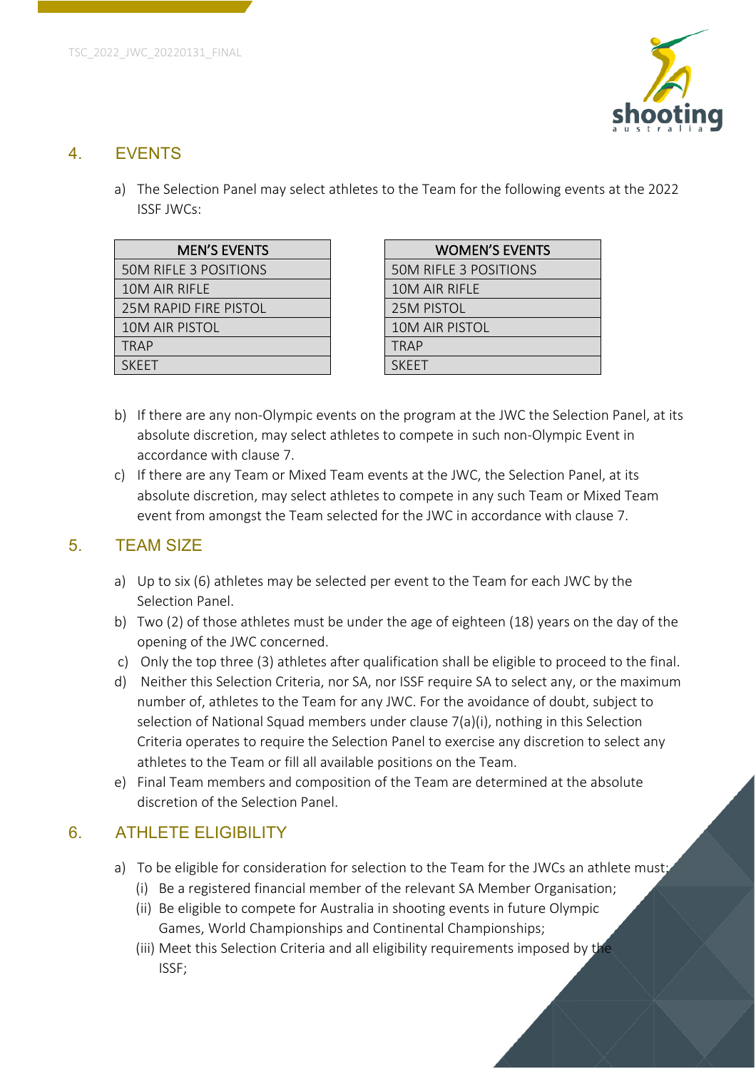## 4. EVENTS

a) The Selection Panel may select athletes to the Team for the following events at the 2022 ISSF JWCs:

| MEN'S EVENTS |
|---|
| 50M RIFLE 3 POSITIONS |
| 10M AIR RIFLE |
| 25M RAPID FIRE PISTOL |
| 10M AIR PISTOL |
| TRAP |
| SKEET |

| WOMEN'S EVENTS |
|---|
| 50M RIFLE 3 POSITIONS |
| 10M AIR RIFLE |
| 25M PISTOL |
| 10M AIR PISTOL |
| TRAP |
| SKEET |

b) If there are any non-Olympic events on the program at the JWC the Selection Panel, at its absolute discretion, may select athletes to compete in such non-Olympic Event in accordance with clause 7.

c) If there are any Team or Mixed Team events at the JWC, the Selection Panel, at its absolute discretion, may select athletes to compete in any such Team or Mixed Team event from amongst the Team selected for the JWC in accordance with clause 7.

## 5. TEAM SIZE

a) Up to six (6) athletes may be selected per event to the Team for each JWC by the Selection Panel.

b) Two (2) of those athletes must be under the age of eighteen (18) years on the day of the opening of the JWC concerned.

c) Only the top three (3) athletes after qualification shall be eligible to proceed to the final.

d) Neither this Selection Criteria, nor SA, nor ISSF require SA to select any, or the maximum number of, athletes to the Team for any JWC. For the avoidance of doubt, subject to selection of National Squad members under clause 7(a)(i), nothing in this Selection Criteria operates to require the Selection Panel to exercise any discretion to select any athletes to the Team or fill all available positions on the Team.

e) Final Team members and composition of the Team are determined at the absolute discretion of the Selection Panel.

## 6. ATHLETE ELIGIBILITY

a) To be eligible for consideration for selection to the Team for the JWCs an athlete must:
   (i) Be a registered financial member of the relevant SA Member Organisation;
   (ii) Be eligible to compete for Australia in shooting events in future Olympic Games, World Championships and Continental Championships;
   (iii) Meet this Selection Criteria and all eligibility requirements imposed by the ISSF;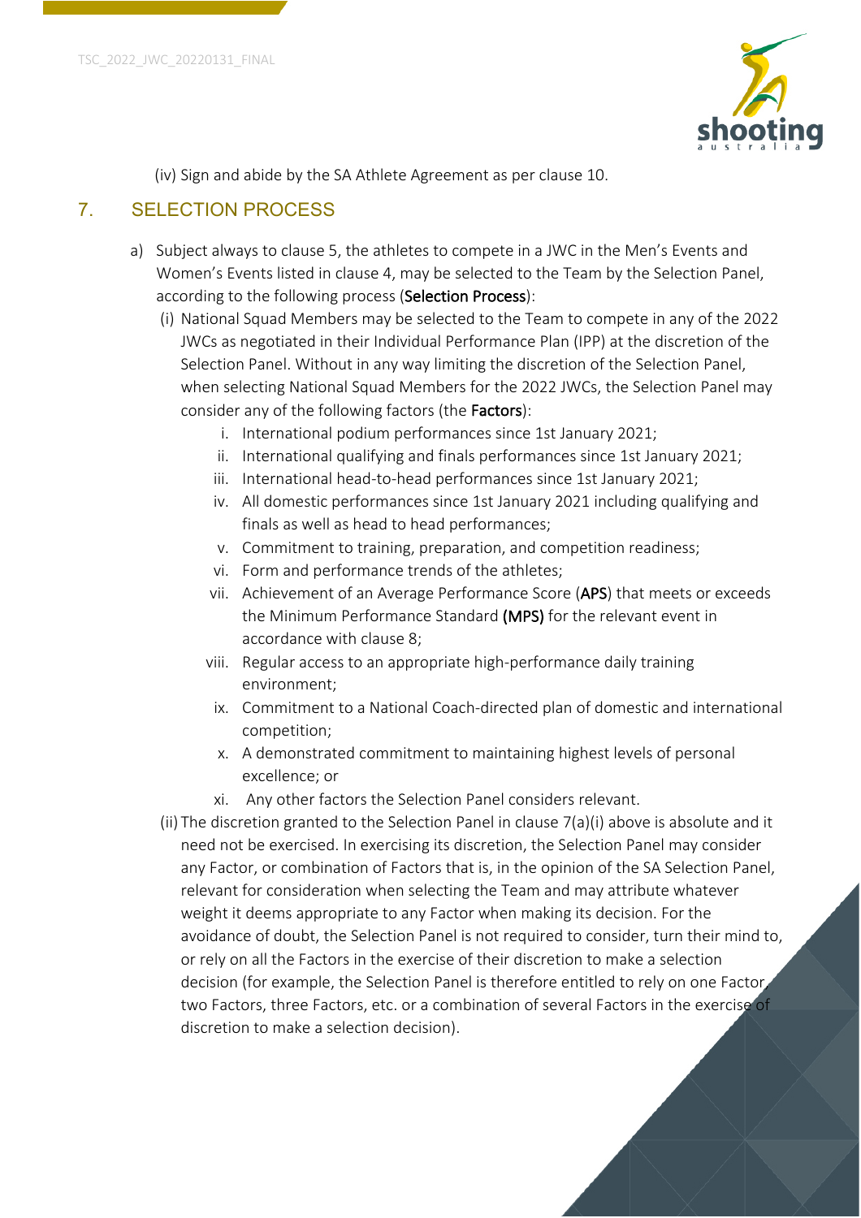(iv) Sign and abide by the SA Athlete Agreement as per clause 10.

## 7. SELECTION PROCESS

a) Subject always to clause 5, the athletes to compete in a JWC in the Men's Events and Women's Events listed in clause 4, may be selected to the Team by the Selection Panel, according to the following process (**Selection Process**):

(i) National Squad Members may be selected to the Team to compete in any of the 2022 JWCs as negotiated in their Individual Performance Plan (IPP) at the discretion of the Selection Panel. Without in any way limiting the discretion of the Selection Panel, when selecting National Squad Members for the 2022 JWCs, the Selection Panel may consider any of the following factors (the **Factors**):

i. International podium performances since 1st January 2021;
ii. International qualifying and finals performances since 1st January 2021;
iii. International head-to-head performances since 1st January 2021;
iv. All domestic performances since 1st January 2021 including qualifying and finals as well as head to head performances;
v. Commitment to training, preparation, and competition readiness;
vi. Form and performance trends of the athletes;
vii. Achievement of an Average Performance Score (**APS**) that meets or exceeds the Minimum Performance Standard **(MPS)** for the relevant event in accordance with clause 8;
viii. Regular access to an appropriate high-performance daily training environment;
ix. Commitment to a National Coach-directed plan of domestic and international competition;
x. A demonstrated commitment to maintaining highest levels of personal excellence; or
xi. Any other factors the Selection Panel considers relevant.

(ii) The discretion granted to the Selection Panel in clause 7(a)(i) above is absolute and it need not be exercised. In exercising its discretion, the Selection Panel may consider any Factor, or combination of Factors that is, in the opinion of the SA Selection Panel, relevant for consideration when selecting the Team and may attribute whatever weight it deems appropriate to any Factor when making its decision. For the avoidance of doubt, the Selection Panel is not required to consider, turn their mind to, or rely on all the Factors in the exercise of their discretion to make a selection decision (for example, the Selection Panel is therefore entitled to rely on one Factor, two Factors, three Factors, etc. or a combination of several Factors in the exercise of discretion to make a selection decision).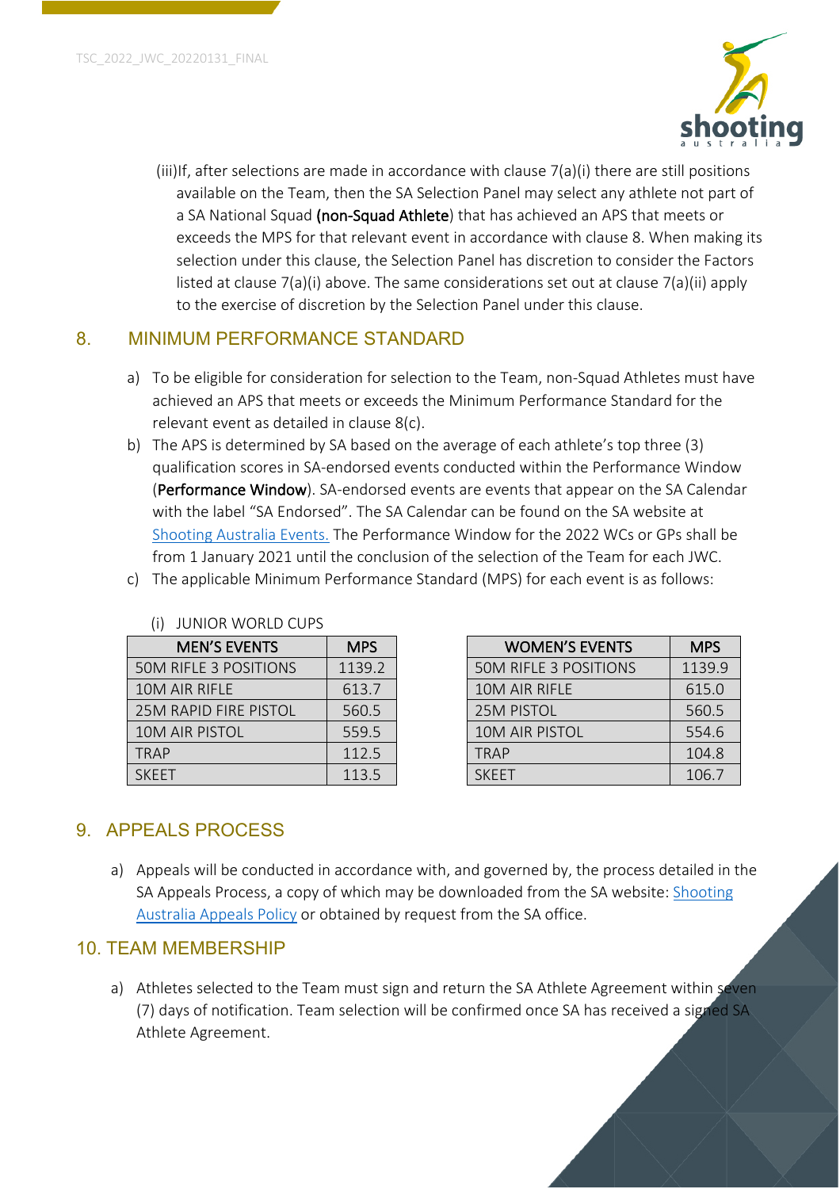(iii) If, after selections are made in accordance with clause 7(a)(i) there are still positions available on the Team, then the SA Selection Panel may select any athlete not part of a SA National Squad (**non-Squad Athlete**) that has achieved an APS that meets or exceeds the MPS for that relevant event in accordance with clause 8. When making its selection under this clause, the Selection Panel has discretion to consider the Factors listed at clause 7(a)(i) above. The same considerations set out at clause 7(a)(ii) apply to the exercise of discretion by the Selection Panel under this clause.

## 8. MINIMUM PERFORMANCE STANDARD

a) To be eligible for consideration for selection to the Team, non-Squad Athletes must have achieved an APS that meets or exceeds the Minimum Performance Standard for the relevant event as detailed in clause 8(c).

b) The APS is determined by SA based on the average of each athlete's top three (3) qualification scores in SA-endorsed events conducted within the Performance Window (**Performance Window**). SA-endorsed events are events that appear on the SA Calendar with the label "SA Endorsed". The SA Calendar can be found on the SA website at Shooting Australia Events. The Performance Window for the 2022 WCs or GPs shall be from 1 January 2021 until the conclusion of the selection of the Team for each JWC.

c) The applicable Minimum Performance Standard (MPS) for each event is as follows:

(i) JUNIOR WORLD CUPS

| MEN'S EVENTS | MPS |
|---|---|
| 50M RIFLE 3 POSITIONS | 1139.2 |
| 10M AIR RIFLE | 613.7 |
| 25M RAPID FIRE PISTOL | 560.5 |
| 10M AIR PISTOL | 559.5 |
| TRAP | 112.5 |
| SKEET | 113.5 |

| WOMEN'S EVENTS | MPS |
|---|---|
| 50M RIFLE 3 POSITIONS | 1139.9 |
| 10M AIR RIFLE | 615.0 |
| 25M PISTOL | 560.5 |
| 10M AIR PISTOL | 554.6 |
| TRAP | 104.8 |
| SKEET | 106.7 |

## 9. APPEALS PROCESS

a) Appeals will be conducted in accordance with, and governed by, the process detailed in the SA Appeals Process, a copy of which may be downloaded from the SA website: Shooting Australia Appeals Policy or obtained by request from the SA office.

## 10. TEAM MEMBERSHIP

a) Athletes selected to the Team must sign and return the SA Athlete Agreement within seven (7) days of notification. Team selection will be confirmed once SA has received a signed SA Athlete Agreement.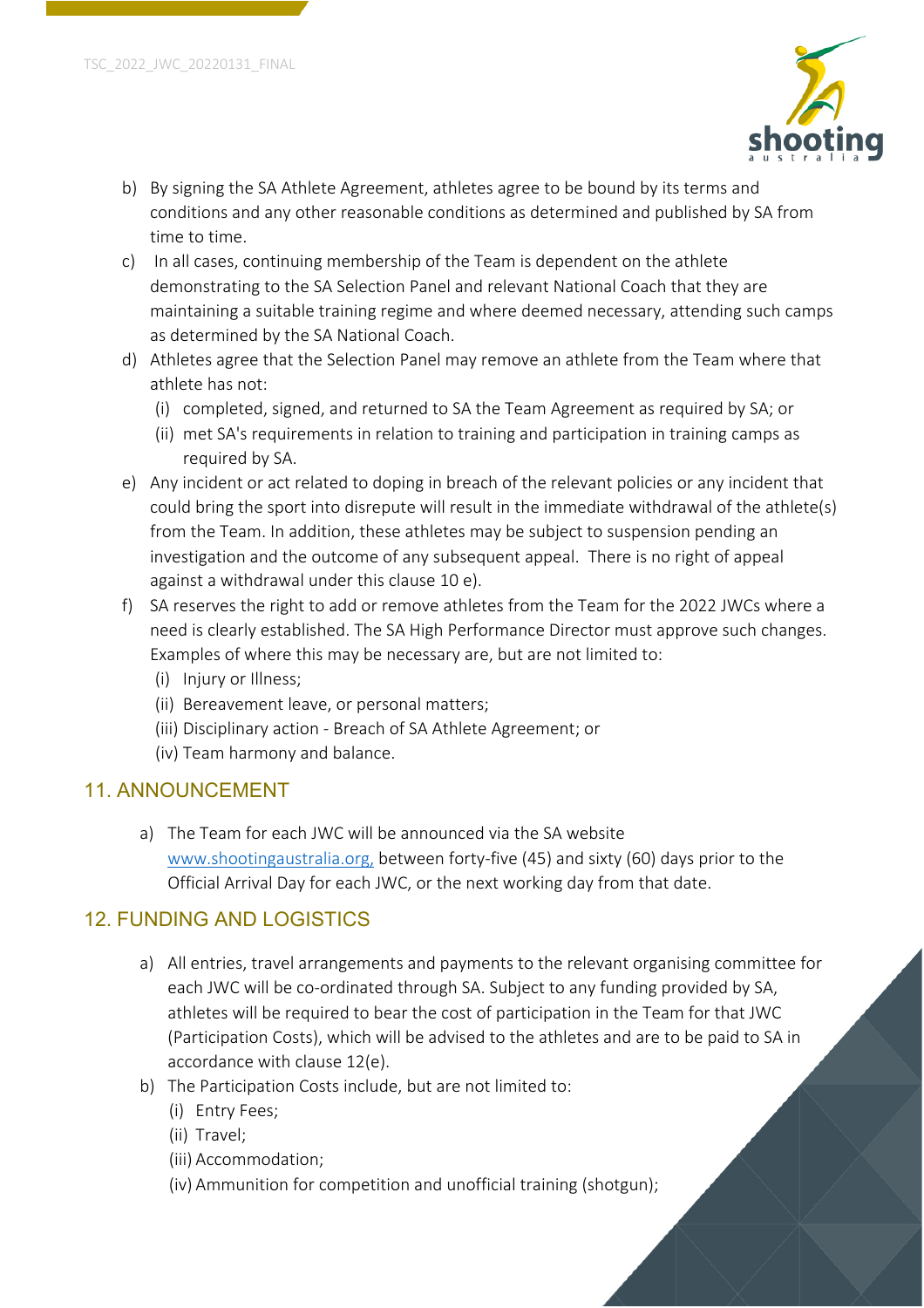b) By signing the SA Athlete Agreement, athletes agree to be bound by its terms and conditions and any other reasonable conditions as determined and published by SA from time to time.
c) In all cases, continuing membership of the Team is dependent on the athlete demonstrating to the SA Selection Panel and relevant National Coach that they are maintaining a suitable training regime and where deemed necessary, attending such camps as determined by the SA National Coach.
d) Athletes agree that the Selection Panel may remove an athlete from the Team where that athlete has not:
   (i) completed, signed, and returned to SA the Team Agreement as required by SA; or
   (ii) met SA's requirements in relation to training and participation in training camps as required by SA.
e) Any incident or act related to doping in breach of the relevant policies or any incident that could bring the sport into disrepute will result in the immediate withdrawal of the athlete(s) from the Team. In addition, these athletes may be subject to suspension pending an investigation and the outcome of any subsequent appeal. There is no right of appeal against a withdrawal under this clause 10 e).
f) SA reserves the right to add or remove athletes from the Team for the 2022 JWCs where a need is clearly established. The SA High Performance Director must approve such changes. Examples of where this may be necessary are, but are not limited to:
   (i) Injury or Illness;
   (ii) Bereavement leave, or personal matters;
   (iii) Disciplinary action - Breach of SA Athlete Agreement; or
   (iv) Team harmony and balance.

## 11. ANNOUNCEMENT

a) The Team for each JWC will be announced via the SA website www.shootingaustralia.org, between forty-five (45) and sixty (60) days prior to the Official Arrival Day for each JWC, or the next working day from that date.

## 12. FUNDING AND LOGISTICS

a) All entries, travel arrangements and payments to the relevant organising committee for each JWC will be co-ordinated through SA. Subject to any funding provided by SA, athletes will be required to bear the cost of participation in the Team for that JWC (Participation Costs), which will be advised to the athletes and are to be paid to SA in accordance with clause 12(e).
b) The Participation Costs include, but are not limited to:
   (i) Entry Fees;
   (ii) Travel;
   (iii) Accommodation;
   (iv) Ammunition for competition and unofficial training (shotgun);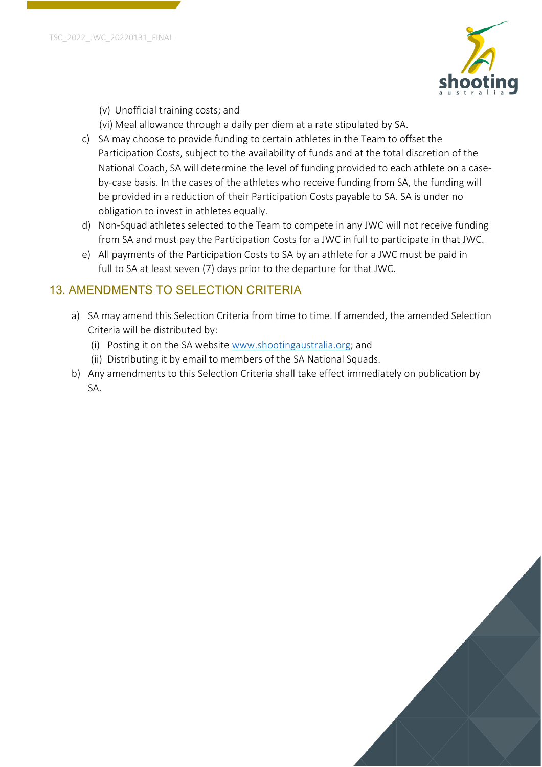(v) Unofficial training costs; and

(vi) Meal allowance through a daily per diem at a rate stipulated by SA.

c) SA may choose to provide funding to certain athletes in the Team to offset the Participation Costs, subject to the availability of funds and at the total discretion of the National Coach, SA will determine the level of funding provided to each athlete on a case-by-case basis. In the cases of the athletes who receive funding from SA, the funding will be provided in a reduction of their Participation Costs payable to SA. SA is under no obligation to invest in athletes equally.

d) Non-Squad athletes selected to the Team to compete in any JWC will not receive funding from SA and must pay the Participation Costs for a JWC in full to participate in that JWC.

e) All payments of the Participation Costs to SA by an athlete for a JWC must be paid in full to SA at least seven (7) days prior to the departure for that JWC.

## 13. AMENDMENTS TO SELECTION CRITERIA

a) SA may amend this Selection Criteria from time to time. If amended, the amended Selection Criteria will be distributed by:

(i) Posting it on the SA website www.shootingaustralia.org; and

(ii) Distributing it by email to members of the SA National Squads.

b) Any amendments to this Selection Criteria shall take effect immediately on publication by SA.